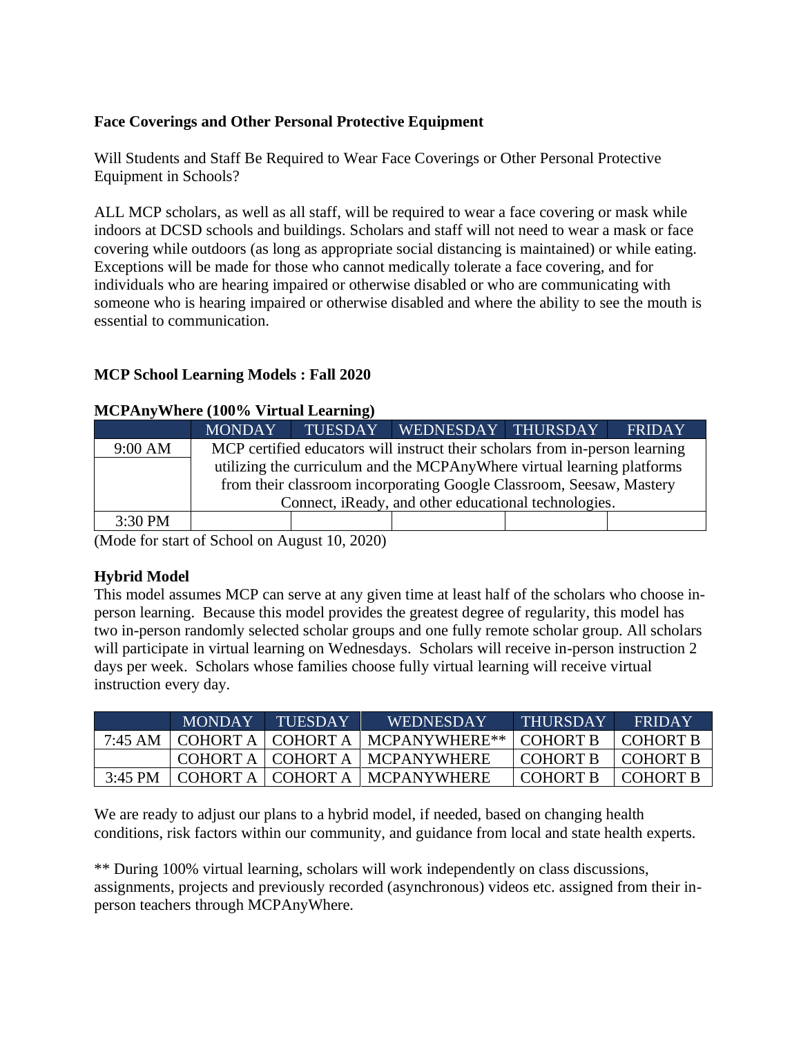**Face Coverings and Other Personal Protective Equipment**

Will Students and Staff Be Required to Wear Face Coverings or Other Personal Protective Equipment in Schools?

ALL MCP scholars, as well as all staff, will be required to wear a face covering or mask while indoors at DCSD schools and buildings. Scholars and staff will not need to wear a mask or face covering while outdoors (as long as appropriate social distancing is maintained) or while eating. Exceptions will be made for those who cannot medically tolerate a face covering, and for individuals who are hearing impaired or otherwise disabled or who are communicating with someone who is hearing impaired or otherwise disabled and where the ability to see the mouth is essential to communication.

**MCP School Learning Models : Fall 2020**

**MCPAnyWhere (100% Virtual Learning)**

| | MONDAY | TUESDAY | WEDNESDAY | THURSDAY | FRIDAY |
|---|---|---|---|---|---|
| 9:00 AM | MCP certified educators will instruct their scholars from in-person learning utilizing the curriculum and the MCPAnyWhere virtual learning platforms from their classroom incorporating Google Classroom, Seesaw, Mastery Connect, iReady, and other educational technologies. | | | | |
| 3:30 PM | | | | | |

(Mode for start of School on August 10, 2020)

**Hybrid Model**

This model assumes MCP can serve at any given time at least half of the scholars who choose in-person learning. Because this model provides the greatest degree of regularity, this model has two in-person randomly selected scholar groups and one fully remote scholar group. All scholars will participate in virtual learning on Wednesdays. Scholars will receive in-person instruction 2 days per week. Scholars whose families choose fully virtual learning will receive virtual instruction every day.

| | MONDAY | TUESDAY | WEDNESDAY | THURSDAY | FRIDAY |
|---|---|---|---|---|---|
| 7:45 AM | COHORT A | COHORT A | MCPANYWHERE** | COHORT B | COHORT B |
| | COHORT A | COHORT A | MCPANYWHERE | COHORT B | COHORT B |
| 3:45 PM | COHORT A | COHORT A | MCPANYWHERE | COHORT B | COHORT B |

We are ready to adjust our plans to a hybrid model, if needed, based on changing health conditions, risk factors within our community, and guidance from local and state health experts.

** During 100% virtual learning, scholars will work independently on class discussions, assignments, projects and previously recorded (asynchronous) videos etc. assigned from their in-person teachers through MCPAnyWhere.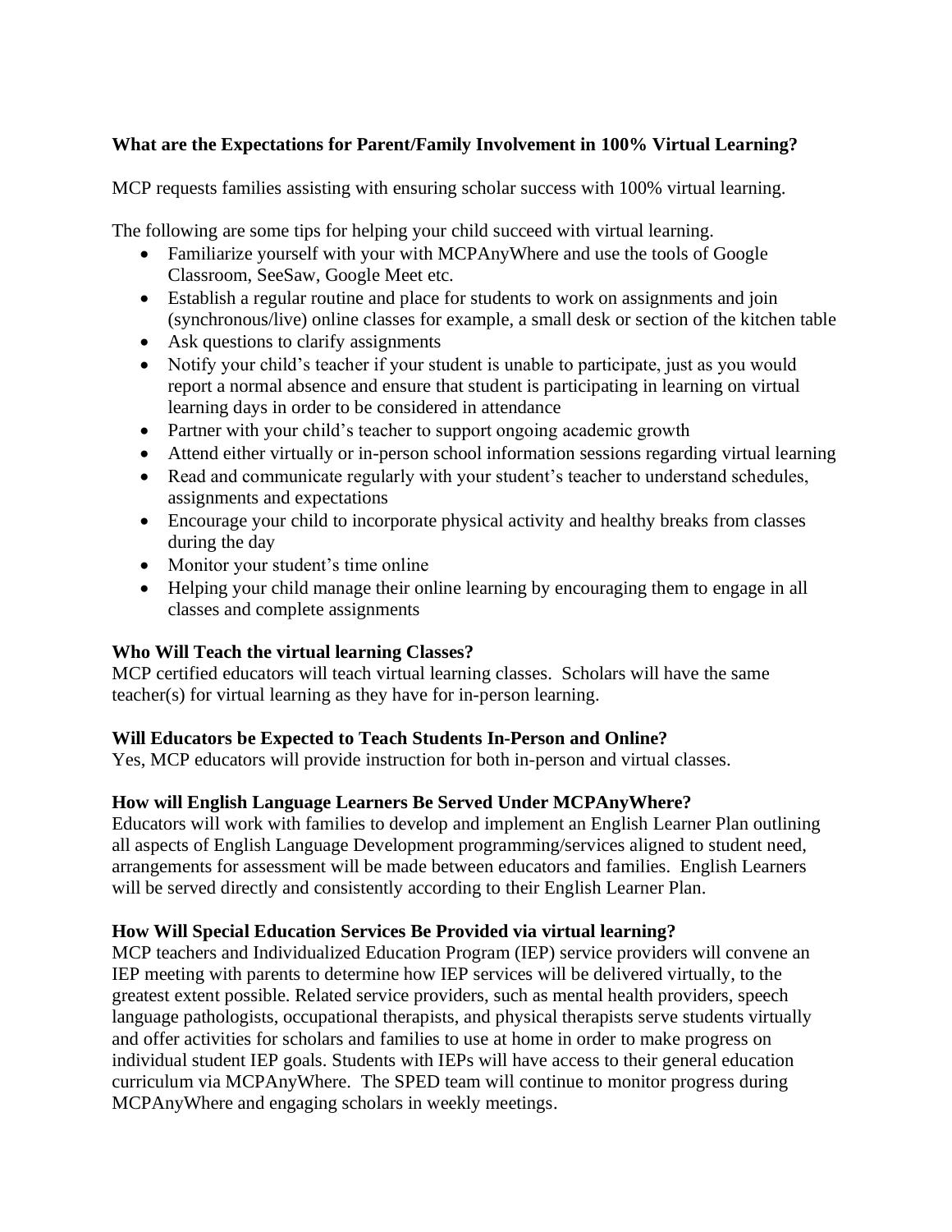**What are the Expectations for Parent/Family Involvement in 100% Virtual Learning?**

MCP requests families assisting with ensuring scholar success with 100% virtual learning.

The following are some tips for helping your child succeed with virtual learning.

- Familiarize yourself with your with MCPAnyWhere and use the tools of Google Classroom, SeeSaw, Google Meet etc.
- Establish a regular routine and place for students to work on assignments and join (synchronous/live) online classes for example, a small desk or section of the kitchen table
- Ask questions to clarify assignments
- Notify your child's teacher if your student is unable to participate, just as you would report a normal absence and ensure that student is participating in learning on virtual learning days in order to be considered in attendance
- Partner with your child's teacher to support ongoing academic growth
- Attend either virtually or in-person school information sessions regarding virtual learning
- Read and communicate regularly with your student's teacher to understand schedules, assignments and expectations
- Encourage your child to incorporate physical activity and healthy breaks from classes during the day
- Monitor your student's time online
- Helping your child manage their online learning by encouraging them to engage in all classes and complete assignments

**Who Will Teach the virtual learning Classes?**
MCP certified educators will teach virtual learning classes. Scholars will have the same teacher(s) for virtual learning as they have for in-person learning.

**Will Educators be Expected to Teach Students In-Person and Online?**
Yes, MCP educators will provide instruction for both in-person and virtual classes.

**How will English Language Learners Be Served Under MCPAnyWhere?**
Educators will work with families to develop and implement an English Learner Plan outlining all aspects of English Language Development programming/services aligned to student need, arrangements for assessment will be made between educators and families. English Learners will be served directly and consistently according to their English Learner Plan.

**How Will Special Education Services Be Provided via virtual learning?**
MCP teachers and Individualized Education Program (IEP) service providers will convene an IEP meeting with parents to determine how IEP services will be delivered virtually, to the greatest extent possible. Related service providers, such as mental health providers, speech language pathologists, occupational therapists, and physical therapists serve students virtually and offer activities for scholars and families to use at home in order to make progress on individual student IEP goals. Students with IEPs will have access to their general education curriculum via MCPAnyWhere. The SPED team will continue to monitor progress during MCPAnyWhere and engaging scholars in weekly meetings.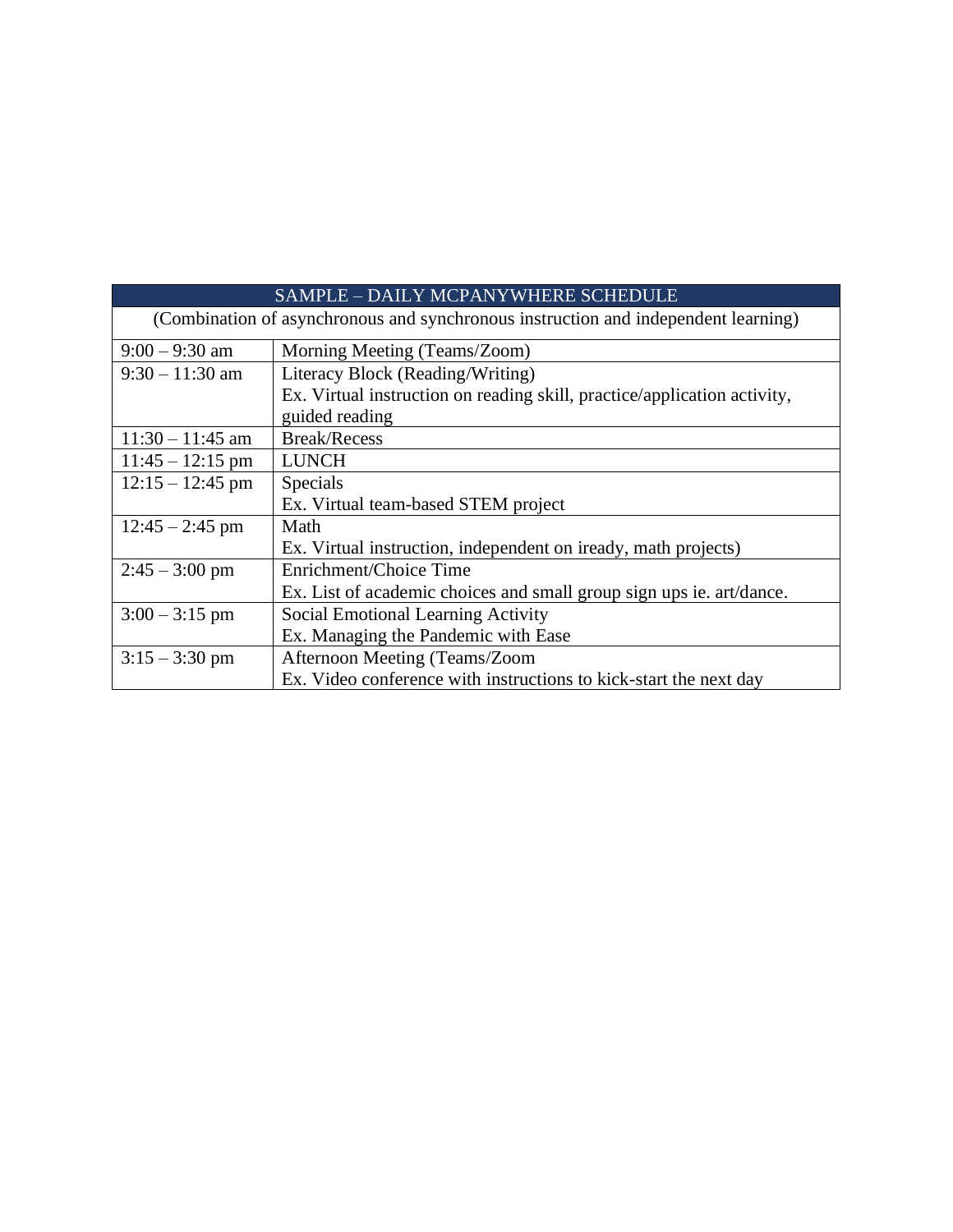| SAMPLE – DAILY MCPANYWHERE SCHEDULE | |
|---|---|
| (Combination of asynchronous and synchronous instruction and independent learning) | |
| 9:00 – 9:30 am | Morning Meeting (Teams/Zoom) |
| 9:30 – 11:30 am | Literacy Block (Reading/Writing)<br>Ex. Virtual instruction on reading skill, practice/application activity, guided reading |
| 11:30 – 11:45 am | Break/Recess |
| 11:45 – 12:15 pm | LUNCH |
| 12:15 – 12:45 pm | Specials<br>Ex. Virtual team-based STEM project |
| 12:45 – 2:45 pm | Math<br>Ex. Virtual instruction, independent on iready, math projects) |
| 2:45 – 3:00 pm | Enrichment/Choice Time<br>Ex. List of academic choices and small group sign ups ie. art/dance. |
| 3:00 – 3:15 pm | Social Emotional Learning Activity<br>Ex. Managing the Pandemic with Ease |
| 3:15 – 3:30 pm | Afternoon Meeting (Teams/Zoom<br>Ex. Video conference with instructions to kick-start the next day |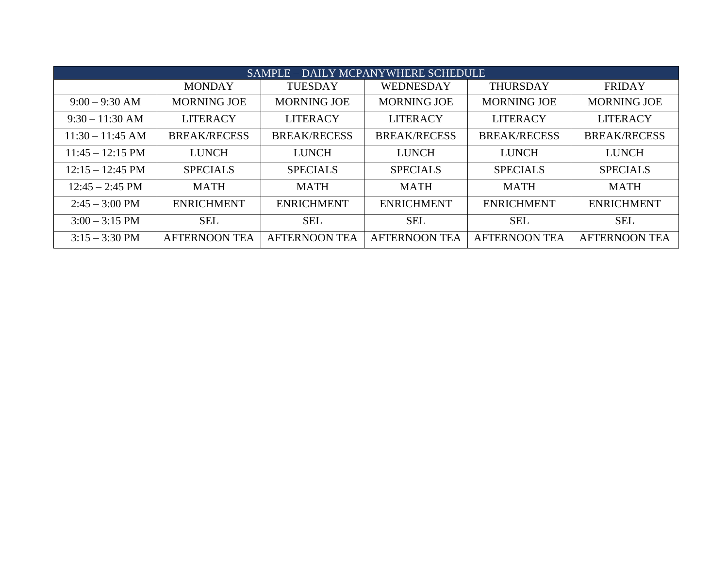| SAMPLE – DAILY MCPANYWHERE SCHEDULE | | | | | |
|---|---|---|---|---|---|
| | MONDAY | TUESDAY | WEDNESDAY | THURSDAY | FRIDAY |
| 9:00 – 9:30 AM | MORNING JOE | MORNING JOE | MORNING JOE | MORNING JOE | MORNING JOE |
| 9:30 – 11:30 AM | LITERACY | LITERACY | LITERACY | LITERACY | LITERACY |
| 11:30 – 11:45 AM | BREAK/RECESS | BREAK/RECESS | BREAK/RECESS | BREAK/RECESS | BREAK/RECESS |
| 11:45 – 12:15 PM | LUNCH | LUNCH | LUNCH | LUNCH | LUNCH |
| 12:15 – 12:45 PM | SPECIALS | SPECIALS | SPECIALS | SPECIALS | SPECIALS |
| 12:45 – 2:45 PM | MATH | MATH | MATH | MATH | MATH |
| 2:45 – 3:00 PM | ENRICHMENT | ENRICHMENT | ENRICHMENT | ENRICHMENT | ENRICHMENT |
| 3:00 – 3:15 PM | SEL | SEL | SEL | SEL | SEL |
| 3:15 – 3:30 PM | AFTERNOON TEA | AFTERNOON TEA | AFTERNOON TEA | AFTERNOON TEA | AFTERNOON TEA |